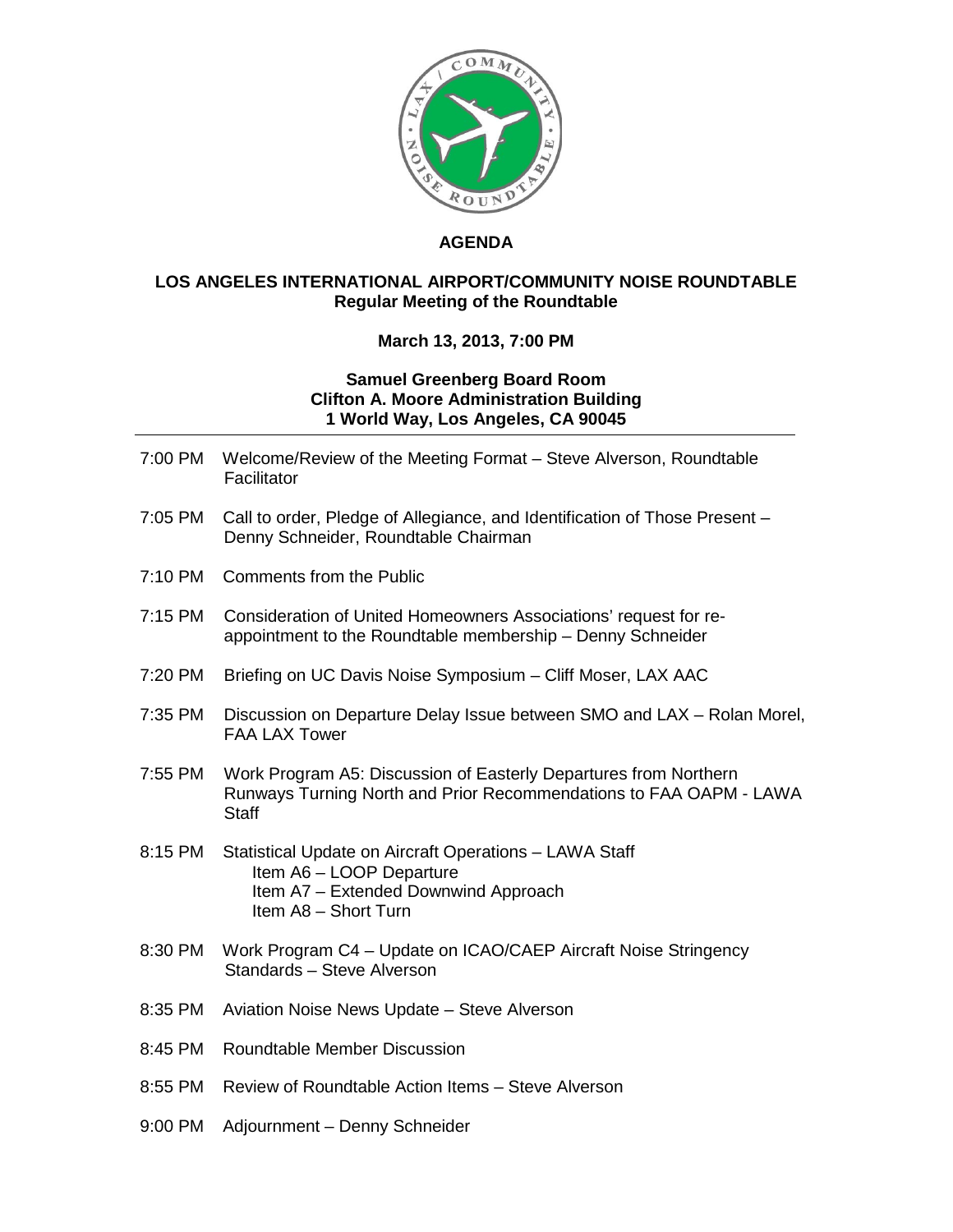# AGENDA

## LOS ANGELES INTERNATIONAL AIRPORT/COMMUNITY NOISE ROUNDTABLE
**Regular Meeting of the Roundtable**

**March 13, 2013, 7:00 PM**

**Samuel Greenberg Board Room**
**Clifton A. Moore Administration Building**
**1 World Way, Los Angeles, CA 90045**

---

7:00 PM Welcome/Review of the Meeting Format – Steve Alverson, Roundtable Facilitator

7:05 PM Call to order, Pledge of Allegiance, and Identification of Those Present – Denny Schneider, Roundtable Chairman

7:10 PM Comments from the Public

7:15 PM Consideration of United Homeowners Associations' request for re-appointment to the Roundtable membership – Denny Schneider

7:20 PM Briefing on UC Davis Noise Symposium – Cliff Moser, LAX AAC

7:35 PM Discussion on Departure Delay Issue between SMO and LAX – Rolan Morel, FAA LAX Tower

7:55 PM Work Program A5: Discussion of Easterly Departures from Northern Runways Turning North and Prior Recommendations to FAA OAPM - LAWA Staff

8:15 PM Statistical Update on Aircraft Operations – LAWA Staff
- Item A6 – LOOP Departure
- Item A7 – Extended Downwind Approach
- Item A8 – Short Turn

8:30 PM Work Program C4 – Update on ICAO/CAEP Aircraft Noise Stringency Standards – Steve Alverson

8:35 PM Aviation Noise News Update – Steve Alverson

8:45 PM Roundtable Member Discussion

8:55 PM Review of Roundtable Action Items – Steve Alverson

9:00 PM Adjournment – Denny Schneider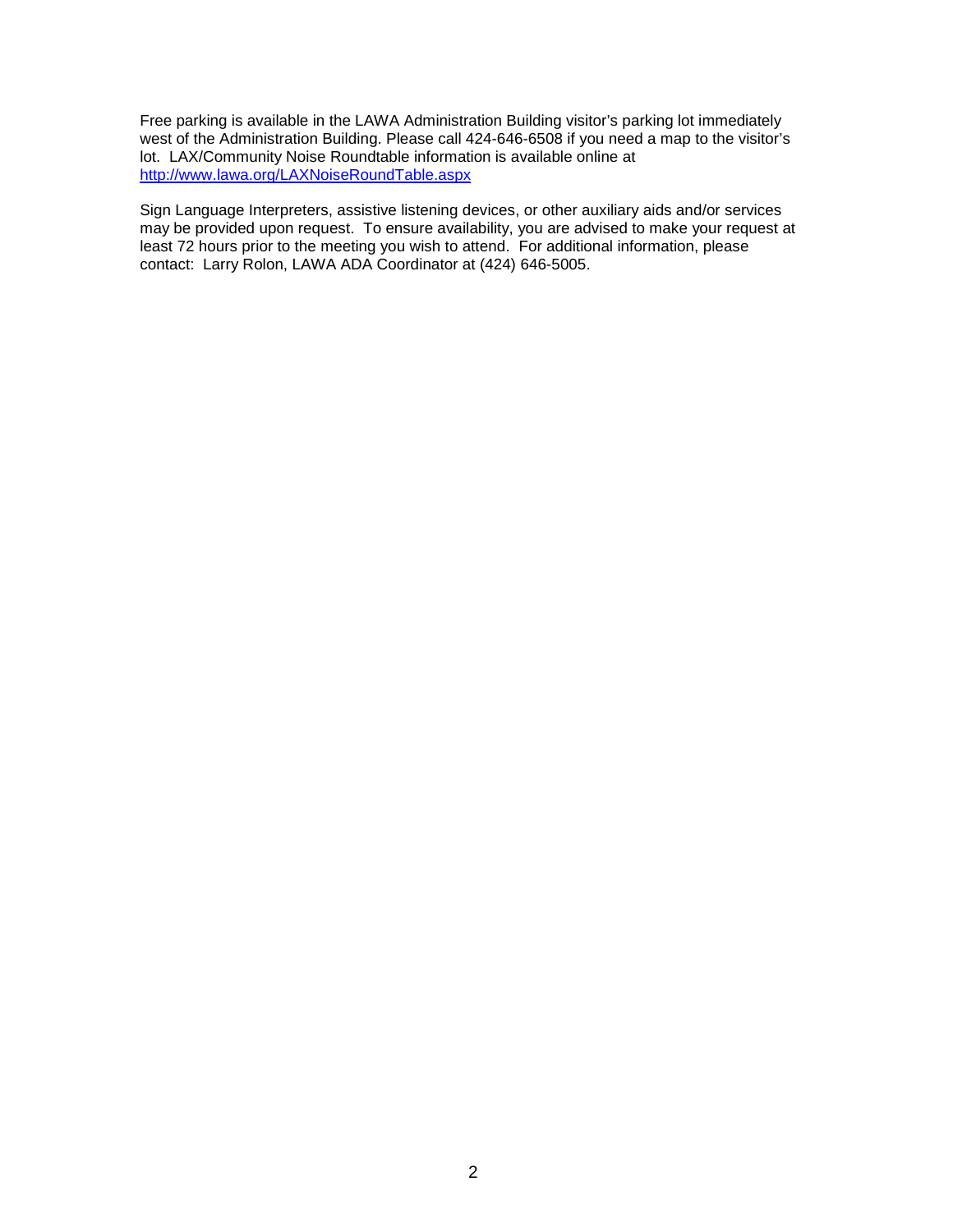Free parking is available in the LAWA Administration Building visitor's parking lot immediately west of the Administration Building. Please call 424-646-6508 if you need a map to the visitor's lot. LAX/Community Noise Roundtable information is available online at http://www.lawa.org/LAXNoiseRoundTable.aspx

Sign Language Interpreters, assistive listening devices, or other auxiliary aids and/or services may be provided upon request. To ensure availability, you are advised to make your request at least 72 hours prior to the meeting you wish to attend. For additional information, please contact: Larry Rolon, LAWA ADA Coordinator at (424) 646-5005.